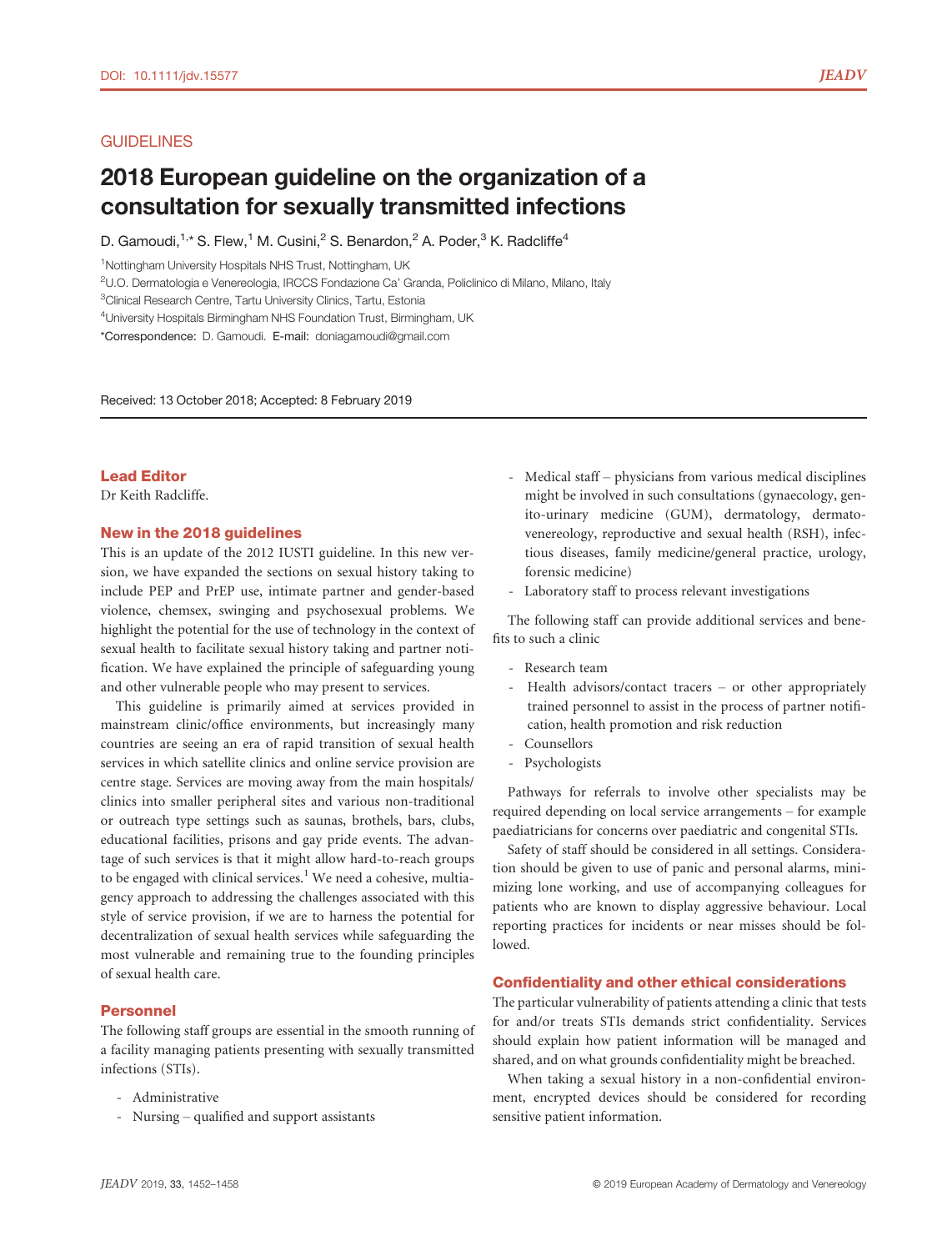GUIDELINES

# 2018 European guideline on the organization of a consultation for sexually transmitted infections

D. Gamoudi,[1,*] S. Flew,[1] M. Cusini,[2] S. Benardon,[2] A. Poder,[3] K. Radcliffe[4]

[1]Nottingham University Hospitals NHS Trust, Nottingham, UK

[2]U.O. Dermatologia e Venereologia, IRCCS Fondazione Ca' Granda, Policlinico di Milano, Milano, Italy

[3]Clinical Research Centre, Tartu University Clinics, Tartu, Estonia

[4]University Hospitals Birmingham NHS Foundation Trust, Birmingham, UK

*Correspondence: D. Gamoudi. E-mail: doniagamoudi@gmail.com

Received: 13 October 2018; Accepted: 8 February 2019

## Lead Editor

Dr Keith Radcliffe.

## New in the 2018 guidelines

This is an update of the 2012 IUSTI guideline. In this new version, we have expanded the sections on sexual history taking to include PEP and PrEP use, intimate partner and gender-based violence, chemsex, swinging and psychosexual problems. We highlight the potential for the use of technology in the context of sexual health to facilitate sexual history taking and partner notification. We have explained the principle of safeguarding young and other vulnerable people who may present to services.

This guideline is primarily aimed at services provided in mainstream clinic/office environments, but increasingly many countries are seeing an era of rapid transition of sexual health services in which satellite clinics and online service provision are centre stage. Services are moving away from the main hospitals/clinics into smaller peripheral sites and various non-traditional or outreach type settings such as saunas, brothels, bars, clubs, educational facilities, prisons and gay pride events. The advantage of such services is that it might allow hard-to-reach groups to be engaged with clinical services.[1] We need a cohesive, multiagency approach to addressing the challenges associated with this style of service provision, if we are to harness the potential for decentralization of sexual health services while safeguarding the most vulnerable and remaining true to the founding principles of sexual health care.

## Personnel

The following staff groups are essential in the smooth running of a facility managing patients presenting with sexually transmitted infections (STIs).

- Administrative
- Nursing – qualified and support assistants
- Medical staff – physicians from various medical disciplines might be involved in such consultations (gynaecology, genito-urinary medicine (GUM), dermatology, dermato-venereology, reproductive and sexual health (RSH), infectious diseases, family medicine/general practice, urology, forensic medicine)
- Laboratory staff to process relevant investigations

The following staff can provide additional services and benefits to such a clinic

- Research team
- Health advisors/contact tracers – or other appropriately trained personnel to assist in the process of partner notification, health promotion and risk reduction
- Counsellors
- Psychologists

Pathways for referrals to involve other specialists may be required depending on local service arrangements – for example paediatricians for concerns over paediatric and congenital STIs.

Safety of staff should be considered in all settings. Consideration should be given to use of panic and personal alarms, minimizing lone working, and use of accompanying colleagues for patients who are known to display aggressive behaviour. Local reporting practices for incidents or near misses should be followed.

## Confidentiality and other ethical considerations

The particular vulnerability of patients attending a clinic that tests for and/or treats STIs demands strict confidentiality. Services should explain how patient information will be managed and shared, and on what grounds confidentiality might be breached.

When taking a sexual history in a non-confidential environment, encrypted devices should be considered for recording sensitive patient information.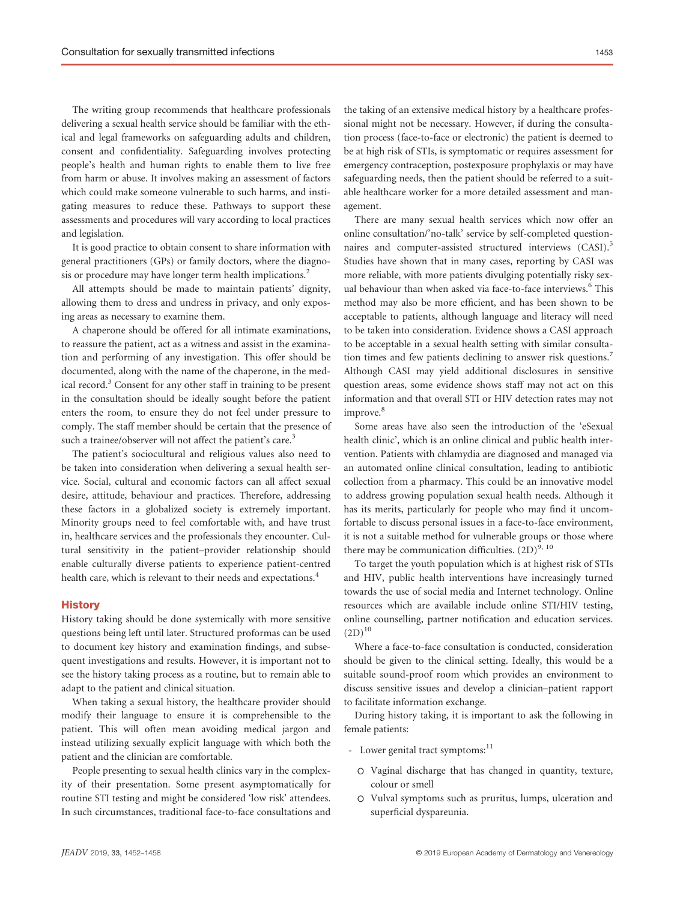The writing group recommends that healthcare professionals delivering a sexual health service should be familiar with the ethical and legal frameworks on safeguarding adults and children, consent and confidentiality. Safeguarding involves protecting people's health and human rights to enable them to live free from harm or abuse. It involves making an assessment of factors which could make someone vulnerable to such harms, and instigating measures to reduce these. Pathways to support these assessments and procedures will vary according to local practices and legislation.

It is good practice to obtain consent to share information with general practitioners (GPs) or family doctors, where the diagnosis or procedure may have longer term health implications.[2]

All attempts should be made to maintain patients' dignity, allowing them to dress and undress in privacy, and only exposing areas as necessary to examine them.

A chaperone should be offered for all intimate examinations, to reassure the patient, act as a witness and assist in the examination and performing of any investigation. This offer should be documented, along with the name of the chaperone, in the medical record.[3] Consent for any other staff in training to be present in the consultation should be ideally sought before the patient enters the room, to ensure they do not feel under pressure to comply. The staff member should be certain that the presence of such a trainee/observer will not affect the patient's care.[3]

The patient's sociocultural and religious values also need to be taken into consideration when delivering a sexual health service. Social, cultural and economic factors can all affect sexual desire, attitude, behaviour and practices. Therefore, addressing these factors in a globalized society is extremely important. Minority groups need to feel comfortable with, and have trust in, healthcare services and the professionals they encounter. Cultural sensitivity in the patient–provider relationship should enable culturally diverse patients to experience patient-centred health care, which is relevant to their needs and expectations.[4]

## History

History taking should be done systemically with more sensitive questions being left until later. Structured proformas can be used to document key history and examination findings, and subsequent investigations and results. However, it is important not to see the history taking process as a routine, but to remain able to adapt to the patient and clinical situation.

When taking a sexual history, the healthcare provider should modify their language to ensure it is comprehensible to the patient. This will often mean avoiding medical jargon and instead utilizing sexually explicit language with which both the patient and the clinician are comfortable.

People presenting to sexual health clinics vary in the complexity of their presentation. Some present asymptomatically for routine STI testing and might be considered 'low risk' attendees. In such circumstances, traditional face-to-face consultations and the taking of an extensive medical history by a healthcare professional might not be necessary. However, if during the consultation process (face-to-face or electronic) the patient is deemed to be at high risk of STIs, is symptomatic or requires assessment for emergency contraception, postexposure prophylaxis or may have safeguarding needs, then the patient should be referred to a suitable healthcare worker for a more detailed assessment and management.

There are many sexual health services which now offer an online consultation/'no-talk' service by self-completed questionnaires and computer-assisted structured interviews (CASI).[5] Studies have shown that in many cases, reporting by CASI was more reliable, with more patients divulging potentially risky sexual behaviour than when asked via face-to-face interviews.[6] This method may also be more efficient, and has been shown to be acceptable to patients, although language and literacy will need to be taken into consideration. Evidence shows a CASI approach to be acceptable in a sexual health setting with similar consultation times and few patients declining to answer risk questions.[7] Although CASI may yield additional disclosures in sensitive question areas, some evidence shows staff may not act on this information and that overall STI or HIV detection rates may not improve.[8]

Some areas have also seen the introduction of the 'eSexual health clinic', which is an online clinical and public health intervention. Patients with chlamydia are diagnosed and managed via an automated online clinical consultation, leading to antibiotic collection from a pharmacy. This could be an innovative model to address growing population sexual health needs. Although it has its merits, particularly for people who may find it uncomfortable to discuss personal issues in a face-to-face environment, it is not a suitable method for vulnerable groups or those where there may be communication difficulties. (2D)[9, 10]

To target the youth population which is at highest risk of STIs and HIV, public health interventions have increasingly turned towards the use of social media and Internet technology. Online resources which are available include online STI/HIV testing, online counselling, partner notification and education services. (2D)[10]

Where a face-to-face consultation is conducted, consideration should be given to the clinical setting. Ideally, this would be a suitable sound-proof room which provides an environment to discuss sensitive issues and develop a clinician–patient rapport to facilitate information exchange.

During history taking, it is important to ask the following in female patients:

- Lower genital tract symptoms:[11]
  - Vaginal discharge that has changed in quantity, texture, colour or smell
  - Vulval symptoms such as pruritus, lumps, ulceration and superficial dyspareunia.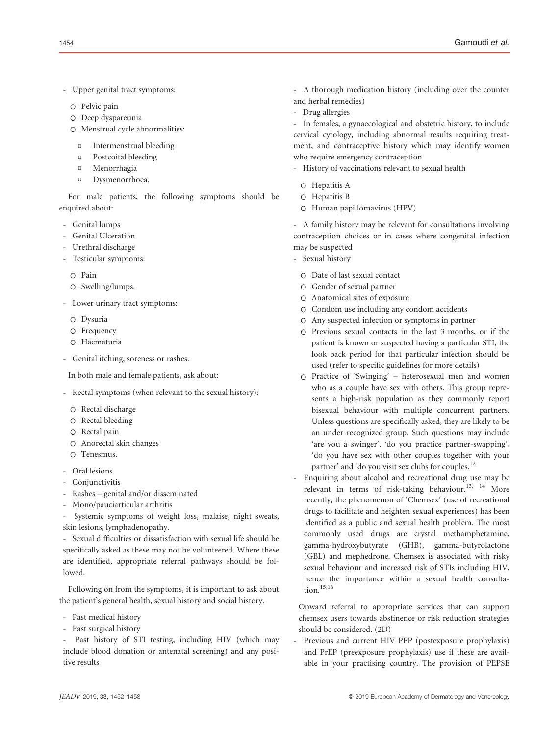- Upper genital tract symptoms:
  - Pelvic pain
  - Deep dyspareunia
  - Menstrual cycle abnormalities:
    - Intermenstrual bleeding
    - Postcoital bleeding
    - Menorrhagia
    - Dysmenorrhoea.

For male patients, the following symptoms should be enquired about:

- Genital lumps
- Genital Ulceration
- Urethral discharge
- Testicular symptoms:
  - Pain
  - Swelling/lumps.
- Lower urinary tract symptoms:
  - Dysuria
  - Frequency
  - Haematuria
- Genital itching, soreness or rashes.

In both male and female patients, ask about:

- Rectal symptoms (when relevant to the sexual history):
  - Rectal discharge
  - Rectal bleeding
  - Rectal pain
  - Anorectal skin changes
  - Tenesmus.
- Oral lesions
- Conjunctivitis
- Rashes – genital and/or disseminated
- Mono/pauciarticular arthritis
- Systemic symptoms of weight loss, malaise, night sweats, skin lesions, lymphadenopathy.
- Sexual difficulties or dissatisfaction with sexual life should be specifically asked as these may not be volunteered. Where these are identified, appropriate referral pathways should be followed.

Following on from the symptoms, it is important to ask about the patient's general health, sexual history and social history.

- Past medical history
- Past surgical history
- Past history of STI testing, including HIV (which may include blood donation or antenatal screening) and any positive results
- A thorough medication history (including over the counter and herbal remedies)
- Drug allergies
- In females, a gynaecological and obstetric history, to include cervical cytology, including abnormal results requiring treatment, and contraceptive history which may identify women who require emergency contraception
- History of vaccinations relevant to sexual health
  - Hepatitis A
  - Hepatitis B
  - Human papillomavirus (HPV)
- A family history may be relevant for consultations involving contraception choices or in cases where congenital infection may be suspected
- Sexual history
  - Date of last sexual contact
  - Gender of sexual partner
  - Anatomical sites of exposure
  - Condom use including any condom accidents
  - Any suspected infection or symptoms in partner
  - Previous sexual contacts in the last 3 months, or if the patient is known or suspected having a particular STI, the look back period for that particular infection should be used (refer to specific guidelines for more details)
  - Practice of 'Swinging' – heterosexual men and women who as a couple have sex with others. This group represents a high-risk population as they commonly report bisexual behaviour with multiple concurrent partners. Unless questions are specifically asked, they are likely to be an under recognized group. Such questions may include 'are you a swinger', 'do you practice partner-swapping', 'do you have sex with other couples together with your partner' and 'do you visit sex clubs for couples.[12]
- Enquiring about alcohol and recreational drug use may be relevant in terms of risk-taking behaviour.[13, 14] More recently, the phenomenon of 'Chemsex' (use of recreational drugs to facilitate and heighten sexual experiences) has been identified as a public and sexual health problem. The most commonly used drugs are crystal methamphetamine, gamma-hydroxybutyrate (GHB), gamma-butyrolactone (GBL) and mephedrone. Chemsex is associated with risky sexual behaviour and increased risk of STIs including HIV, hence the importance within a sexual health consultation.[15,16]

Onward referral to appropriate services that can support chemsex users towards abstinence or risk reduction strategies should be considered. (2D)

- Previous and current HIV PEP (postexposure prophylaxis) and PrEP (preexposure prophylaxis) use if these are available in your practising country. The provision of PEPSE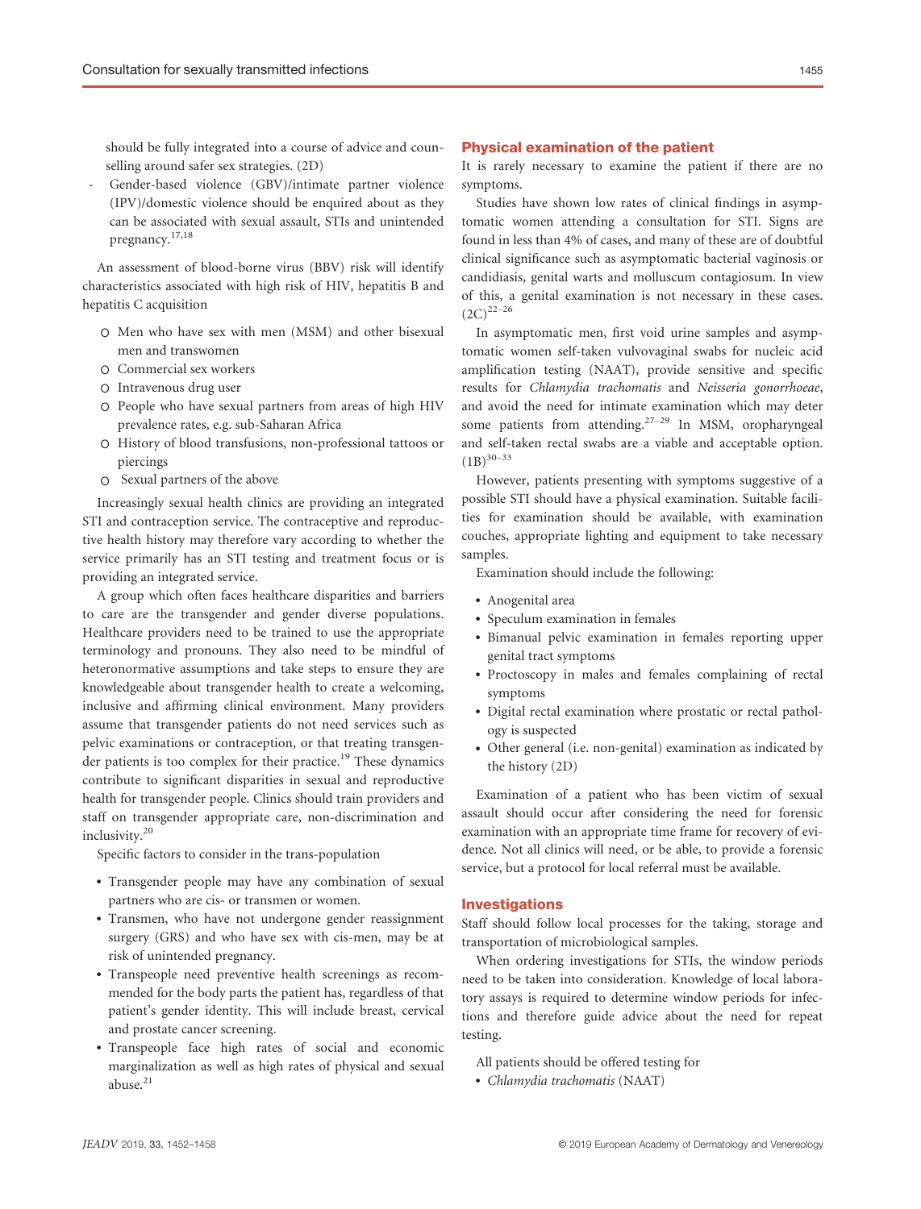should be fully integrated into a course of advice and counselling around safer sex strategies. (2D)

- Gender-based violence (GBV)/intimate partner violence (IPV)/domestic violence should be enquired about as they can be associated with sexual assault, STIs and unintended pregnancy.[17,18]

An assessment of blood-borne virus (BBV) risk will identify characteristics associated with high risk of HIV, hepatitis B and hepatitis C acquisition

- Men who have sex with men (MSM) and other bisexual men and transwomen
- Commercial sex workers
- Intravenous drug user
- People who have sexual partners from areas of high HIV prevalence rates, e.g. sub-Saharan Africa
- History of blood transfusions, non-professional tattoos or piercings
- Sexual partners of the above

Increasingly sexual health clinics are providing an integrated STI and contraception service. The contraceptive and reproductive health history may therefore vary according to whether the service primarily has an STI testing and treatment focus or is providing an integrated service.

A group which often faces healthcare disparities and barriers to care are the transgender and gender diverse populations. Healthcare providers need to be trained to use the appropriate terminology and pronouns. They also need to be mindful of heteronormative assumptions and take steps to ensure they are knowledgeable about transgender health to create a welcoming, inclusive and affirming clinical environment. Many providers assume that transgender patients do not need services such as pelvic examinations or contraception, or that treating transgender patients is too complex for their practice.[19] These dynamics contribute to significant disparities in sexual and reproductive health for transgender people. Clinics should train providers and staff on transgender appropriate care, non-discrimination and inclusivity.[20]

Specific factors to consider in the trans-population

- Transgender people may have any combination of sexual partners who are cis- or transmen or women.
- Transmen, who have not undergone gender reassignment surgery (GRS) and who have sex with cis-men, may be at risk of unintended pregnancy.
- Transpeople need preventive health screenings as recommended for the body parts the patient has, regardless of that patient's gender identity. This will include breast, cervical and prostate cancer screening.
- Transpeople face high rates of social and economic marginalization as well as high rates of physical and sexual abuse.[21]

## Physical examination of the patient

It is rarely necessary to examine the patient if there are no symptoms.

Studies have shown low rates of clinical findings in asymptomatic women attending a consultation for STI. Signs are found in less than 4% of cases, and many of these are of doubtful clinical significance such as asymptomatic bacterial vaginosis or candidiasis, genital warts and molluscum contagiosum. In view of this, a genital examination is not necessary in these cases. (2C)[22–26]

In asymptomatic men, first void urine samples and asymptomatic women self-taken vulvovaginal swabs for nucleic acid amplification testing (NAAT), provide sensitive and specific results for *Chlamydia trachomatis* and *Neisseria gonorrhoeae*, and avoid the need for intimate examination which may deter some patients from attending.[27–29] In MSM, oropharyngeal and self-taken rectal swabs are a viable and acceptable option. (1B)[30–33]

However, patients presenting with symptoms suggestive of a possible STI should have a physical examination. Suitable facilities for examination should be available, with examination couches, appropriate lighting and equipment to take necessary samples.

Examination should include the following:

- Anogenital area
- Speculum examination in females
- Bimanual pelvic examination in females reporting upper genital tract symptoms
- Proctoscopy in males and females complaining of rectal symptoms
- Digital rectal examination where prostatic or rectal pathology is suspected
- Other general (i.e. non-genital) examination as indicated by the history (2D)

Examination of a patient who has been victim of sexual assault should occur after considering the need for forensic examination with an appropriate time frame for recovery of evidence. Not all clinics will need, or be able, to provide a forensic service, but a protocol for local referral must be available.

## Investigations

Staff should follow local processes for the taking, storage and transportation of microbiological samples.

When ordering investigations for STIs, the window periods need to be taken into consideration. Knowledge of local laboratory assays is required to determine window periods for infections and therefore guide advice about the need for repeat testing.

All patients should be offered testing for

- *Chlamydia trachomatis* (NAAT)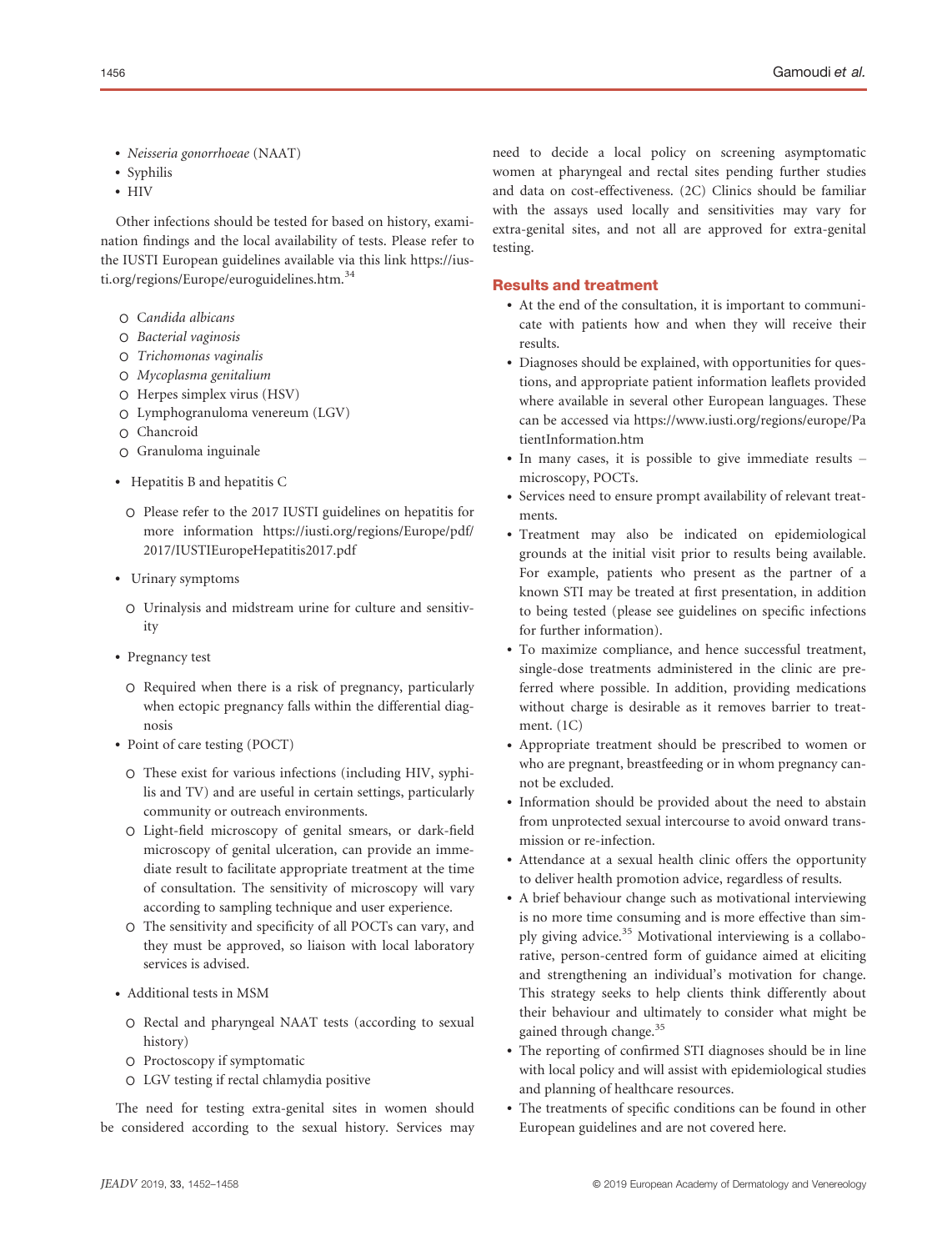- *Neisseria gonorrhoeae* (NAAT)
- Syphilis
- HIV

Other infections should be tested for based on history, examination findings and the local availability of tests. Please refer to the IUSTI European guidelines available via this link https://iusti.org/regions/Europe/euroguidelines.htm.[34]

  - *Candida albicans*
  - *Bacterial vaginosis*
  - *Trichomonas vaginalis*
  - *Mycoplasma genitalium*
  - Herpes simplex virus (HSV)
  - Lymphogranuloma venereum (LGV)
  - Chancroid
  - Granuloma inguinale

- Hepatitis B and hepatitis C
  - Please refer to the 2017 IUSTI guidelines on hepatitis for more information https://iusti.org/regions/Europe/pdf/2017/IUSTIEuropeHepatitis2017.pdf
- Urinary symptoms
  - Urinalysis and midstream urine for culture and sensitivity
- Pregnancy test
  - Required when there is a risk of pregnancy, particularly when ectopic pregnancy falls within the differential diagnosis
- Point of care testing (POCT)
  - These exist for various infections (including HIV, syphilis and TV) and are useful in certain settings, particularly community or outreach environments.
  - Light-field microscopy of genital smears, or dark-field microscopy of genital ulceration, can provide an immediate result to facilitate appropriate treatment at the time of consultation. The sensitivity of microscopy will vary according to sampling technique and user experience.
  - The sensitivity and specificity of all POCTs can vary, and they must be approved, so liaison with local laboratory services is advised.
- Additional tests in MSM
  - Rectal and pharyngeal NAAT tests (according to sexual history)
  - Proctoscopy if symptomatic
  - LGV testing if rectal chlamydia positive

The need for testing extra-genital sites in women should be considered according to the sexual history. Services may need to decide a local policy on screening asymptomatic women at pharyngeal and rectal sites pending further studies and data on cost-effectiveness. (2C) Clinics should be familiar with the assays used locally and sensitivities may vary for extra-genital sites, and not all are approved for extra-genital testing.

## Results and treatment

- At the end of the consultation, it is important to communicate with patients how and when they will receive their results.
- Diagnoses should be explained, with opportunities for questions, and appropriate patient information leaflets provided where available in several other European languages. These can be accessed via https://www.iusti.org/regions/europe/PatientInformation.htm
- In many cases, it is possible to give immediate results – microscopy, POCTs.
- Services need to ensure prompt availability of relevant treatments.
- Treatment may also be indicated on epidemiological grounds at the initial visit prior to results being available. For example, patients who present as the partner of a known STI may be treated at first presentation, in addition to being tested (please see guidelines on specific infections for further information).
- To maximize compliance, and hence successful treatment, single-dose treatments administered in the clinic are preferred where possible. In addition, providing medications without charge is desirable as it removes barrier to treatment. (1C)
- Appropriate treatment should be prescribed to women or who are pregnant, breastfeeding or in whom pregnancy cannot be excluded.
- Information should be provided about the need to abstain from unprotected sexual intercourse to avoid onward transmission or re-infection.
- Attendance at a sexual health clinic offers the opportunity to deliver health promotion advice, regardless of results.
- A brief behaviour change such as motivational interviewing is no more time consuming and is more effective than simply giving advice.[35] Motivational interviewing is a collaborative, person-centred form of guidance aimed at eliciting and strengthening an individual's motivation for change. This strategy seeks to help clients think differently about their behaviour and ultimately to consider what might be gained through change.[35]
- The reporting of confirmed STI diagnoses should be in line with local policy and will assist with epidemiological studies and planning of healthcare resources.
- The treatments of specific conditions can be found in other European guidelines and are not covered here.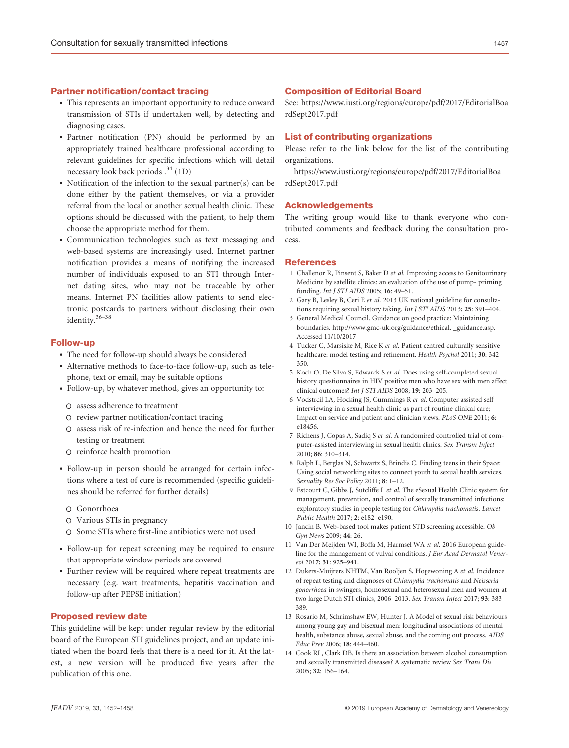## Partner notification/contact tracing

- This represents an important opportunity to reduce onward transmission of STIs if undertaken well, by detecting and diagnosing cases.
- Partner notification (PN) should be performed by an appropriately trained healthcare professional according to relevant guidelines for specific infections which will detail necessary look back periods .[34] (1D)
- Notification of the infection to the sexual partner(s) can be done either by the patient themselves, or via a provider referral from the local or another sexual health clinic. These options should be discussed with the patient, to help them choose the appropriate method for them.
- Communication technologies such as text messaging and web-based systems are increasingly used. Internet partner notification provides a means of notifying the increased number of individuals exposed to an STI through Internet dating sites, who may not be traceable by other means. Internet PN facilities allow patients to send electronic postcards to partners without disclosing their own identity.[36–38]

## Follow-up

- The need for follow-up should always be considered
- Alternative methods to face-to-face follow-up, such as telephone, text or email, may be suitable options
- Follow-up, by whatever method, gives an opportunity to:
  - assess adherence to treatment
  - review partner notification/contact tracing
  - assess risk of re-infection and hence the need for further testing or treatment
  - reinforce health promotion
- Follow-up in person should be arranged for certain infections where a test of cure is recommended (specific guidelines should be referred for further details)
  - Gonorrhoea
  - Various STIs in pregnancy
  - Some STIs where first-line antibiotics were not used
- Follow-up for repeat screening may be required to ensure that appropriate window periods are covered
- Further review will be required where repeat treatments are necessary (e.g. wart treatments, hepatitis vaccination and follow-up after PEPSE initiation)

## Proposed review date

This guideline will be kept under regular review by the editorial board of the European STI guidelines project, and an update initiated when the board feels that there is a need for it. At the latest, a new version will be produced five years after the publication of this one.

## Composition of Editorial Board

See: https://www.iusti.org/regions/europe/pdf/2017/EditorialBoardSept2017.pdf

## List of contributing organizations

Please refer to the link below for the list of the contributing organizations.

https://www.iusti.org/regions/europe/pdf/2017/EditorialBoardSept2017.pdf

## Acknowledgements

The writing group would like to thank everyone who contributed comments and feedback during the consultation process.

## References

1 Challenor R, Pinsent S, Baker D *et al.* Improving access to Genitourinary Medicine by satellite clinics: an evaluation of the use of pump- priming funding. *Int J STI AIDS* 2005; **16**: 49–51.

2 Gary B, Lesley B, Ceri E *et al.* 2013 UK national guideline for consultations requiring sexual history taking. *Int J STI AIDS* 2013; **25**: 391–404.

3 General Medical Council. Guidance on good practice: Maintaining boundaries. http://www.gmc-uk.org/guidance/ethical. _guidance.asp. Accessed 11/10/2017

4 Tucker C, Marsiske M, Rice K *et al.* Patient centred culturally sensitive healthcare: model testing and refinement. *Health Psychol* 2011; **30**: 342–350.

5 Koch O, De Silva S, Edwards S *et al.* Does using self-completed sexual history questionnaires in HIV positive men who have sex with men affect clinical outcomes? *Int J STI AIDS* 2008; **19**: 203–205.

6 Vodstrcil LA, Hocking JS, Cummings R *et al.* Computer assisted self interviewing in a sexual health clinic as part of routine clinical care; Impact on service and patient and clinician views. *PLoS ONE* 2011; **6**: e18456.

7 Richens J, Copas A, Sadiq S *et al.* A randomised controlled trial of computer-assisted interviewing in sexual health clinics. *Sex Transm Infect* 2010; **86**: 310–314.

8 Ralph L, Berglas N, Schwartz S, Brindis C. Finding teens in their Space: Using social networking sites to connect youth to sexual health services. *Sexuality Res Soc Policy* 2011; **8**: 1–12.

9 Estcourt C, Gibbs J, Sutcliffe L *et al.* The eSexual Health Clinic system for management, prevention, and control of sexually transmitted infections: exploratory studies in people testing for *Chlamydia trachomatis*. *Lancet Public Health* 2017; **2**: e182–e190.

10 Jancin B. Web-based tool makes patient STD screening accessible. *Ob Gyn News* 2009; **44**: 26.

11 Van Der Meijden WI, Boffa M, Harmsel WA *et al.* 2016 European guideline for the management of vulval conditions. *J Eur Acad Dermatol Venereol* 2017; **31**: 925–941.

12 Dukers-Muijrers NHTM, Van Rooljen S, Hogewoning A *et al.* Incidence of repeat testing and diagnoses of *Chlamydia trachomatis* and *Neisseria gonorrhoea* in swingers, homosexual and heterosexual men and women at two large Dutch STI clinics, 2006–2013. *Sex Transm Infect* 2017; **93**: 383–389.

13 Rosario M, Schrimshaw EW, Hunter J. A Model of sexual risk behaviours among young gay and bisexual men: longitudinal associations of mental health, substance abuse, sexual abuse, and the coming out process. *AIDS Educ Prev* 2006; **18**: 444–460.

14 Cook RL, Clark DB. Is there an association between alcohol consumption and sexually transmitted diseases? A systematic review *Sex Trans Dis* 2005; **32**: 156–164.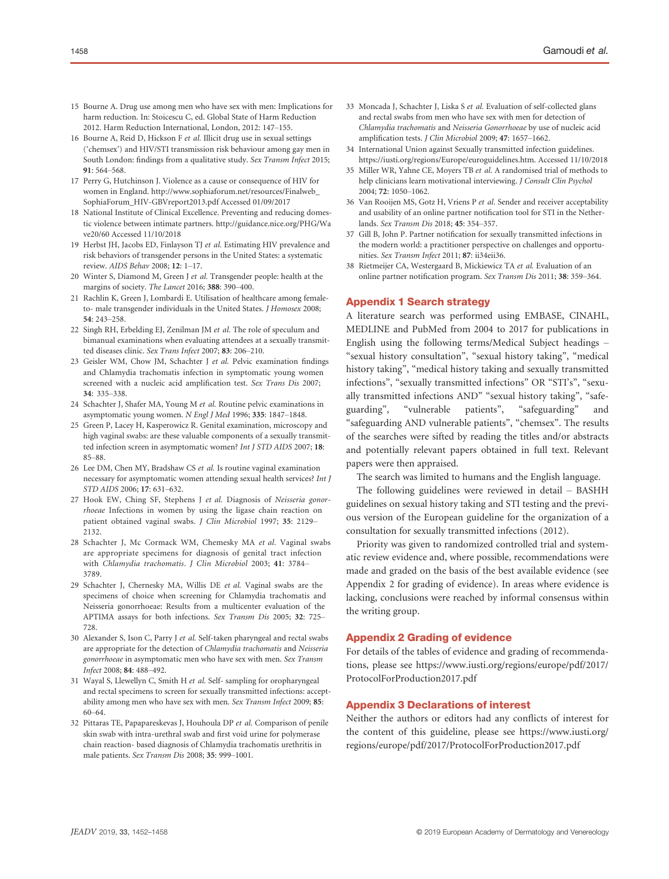15 Bourne A. Drug use among men who have sex with men: Implications for harm reduction. In: Stoicescu C, ed. Global State of Harm Reduction 2012. Harm Reduction International, London, 2012: 147–155.

16 Bourne A, Reid D, Hickson F *et al.* Illicit drug use in sexual settings ('chemsex') and HIV/STI transmission risk behaviour among gay men in South London: findings from a qualitative study. *Sex Transm Infect* 2015; **91**: 564–568.

17 Perry G, Hutchinson J. Violence as a cause or consequence of HIV for women in England. http://www.sophiaforum.net/resources/Finalweb_SophiaForum_HIV-GBVreport2013.pdf Accessed 01/09/2017

18 National Institute of Clinical Excellence. Preventing and reducing domestic violence between intimate partners. http://guidance.nice.org/PHG/Wave20/60 Accessed 11/10/2018

19 Herbst JH, Jacobs ED, Finlayson TJ *et al.* Estimating HIV prevalence and risk behaviors of transgender persons in the United States: a systematic review. *AIDS Behav* 2008; **12**: 1–17.

20 Winter S, Diamond M, Green J *et al.* Transgender people: health at the margins of society. *The Lancet* 2016; **388**: 390–400.

21 Rachlin K, Green J, Lombardi E. Utilisation of healthcare among female-to- male transgender individuals in the United States. *J Homosex* 2008; **54**: 243–258.

22 Singh RH, Erbelding EJ, Zenilman JM *et al.* The role of speculum and bimanual examinations when evaluating attendees at a sexually transmitted diseases clinic. *Sex Trans Infect* 2007; **83**: 206–210.

23 Geisler WM, Chow JM, Schachter J *et al.* Pelvic examination findings and Chlamydia trachomatis infection in symptomatic young women screened with a nucleic acid amplification test. *Sex Trans Dis* 2007; **34**: 335–338.

24 Schachter J, Shafer MA, Young M *et al.* Routine pelvic examinations in asymptomatic young women. *N Engl J Med* 1996; **335**: 1847–1848.

25 Green P, Lacey H, Kasperowicz R. Genital examination, microscopy and high vaginal swabs: are these valuable components of a sexually transmitted infection screen in asymptomatic women? *Int J STD AIDS* 2007; **18**: 85–88.

26 Lee DM, Chen MY, Bradshaw CS *et al.* Is routine vaginal examination necessary for asymptomatic women attending sexual health services? *Int J STD AIDS* 2006; **17**: 631–632.

27 Hook EW, Ching SF, Stephens J *et al.* Diagnosis of *Neisseria gonorrhoeae* Infections in women by using the ligase chain reaction on patient obtained vaginal swabs. *J Clin Microbiol* 1997; **35**: 2129–2132.

28 Schachter J, Mc Cormack WM, Chemesky MA *et al.* Vaginal swabs are appropriate specimens for diagnosis of genital tract infection with *Chlamydia trachomatis*. *J Clin Microbiol* 2003; **41**: 3784–3789.

29 Schachter J, Chernesky MA, Willis DE *et al.* Vaginal swabs are the specimens of choice when screening for Chlamydia trachomatis and Neisseria gonorrhoeae: Results from a multicenter evaluation of the APTIMA assays for both infections. *Sex Transm Dis* 2005; **32**: 725–728.

30 Alexander S, Ison C, Parry J *et al.* Self-taken pharyngeal and rectal swabs are appropriate for the detection of *Chlamydia trachomatis* and *Neisseria gonorrhoeae* in asymptomatic men who have sex with men. *Sex Transm Infect* 2008; **84**: 488–492.

31 Wayal S, Llewellyn C, Smith H *et al.* Self- sampling for oropharyngeal and rectal specimens to screen for sexually transmitted infections: acceptability among men who have sex with men. *Sex Transm Infect* 2009; **85**: 60–64.

32 Pittaras TE, Papapareskevas J, Houhoula DP *et al.* Comparison of penile skin swab with intra-urethral swab and first void urine for polymerase chain reaction- based diagnosis of Chlamydia trachomatis urethritis in male patients. *Sex Transm Dis* 2008; **35**: 999–1001.

33 Moncada J, Schachter J, Liska S *et al.* Evaluation of self-collected glans and rectal swabs from men who have sex with men for detection of *Chlamydia trachomatis* and *Neisseria Gonorrhoeae* by use of nucleic acid amplification tests. *J Clin Microbiol* 2009; **47**: 1657–1662.

34 International Union against Sexually transmitted infection guidelines. https://iusti.org/regions/Europe/euroguidelines.htm. Accessed 11/10/2018

35 Miller WR, Yahne CE, Moyers TB *et al.* A randomised trial of methods to help clinicians learn motivational interviewing. *J Consult Clin Psychol* 2004; **72**: 1050–1062.

36 Van Rooijen MS, Gotz H, Vriens P *et al.* Sender and receiver acceptability and usability of an online partner notification tool for STI in the Netherlands. *Sex Transm Dis* 2018; **45**: 354–357.

37 Gill B, John P. Partner notification for sexually transmitted infections in the modern world: a practitioner perspective on challenges and opportunities. *Sex Transm Infect* 2011; **87**: ii34eii36.

38 Rietmeijer CA, Westergaard B, Mickiewicz TA *et al.* Evaluation of an online partner notification program. *Sex Transm Dis* 2011; **38**: 359–364.

## Appendix 1 Search strategy

A literature search was performed using EMBASE, CINAHL, MEDLINE and PubMed from 2004 to 2017 for publications in English using the following terms/Medical Subject headings – "sexual history consultation", "sexual history taking", "medical history taking", "medical history taking and sexually transmitted infections", "sexually transmitted infections" OR "STI's", "sexually transmitted infections AND" "sexual history taking", "safeguarding", "vulnerable patients", "safeguarding" and "safeguarding AND vulnerable patients", "chemsex". The results of the searches were sifted by reading the titles and/or abstracts and potentially relevant papers obtained in full text. Relevant papers were then appraised.

The search was limited to humans and the English language.

The following guidelines were reviewed in detail – BASHH guidelines on sexual history taking and STI testing and the previous version of the European guideline for the organization of a consultation for sexually transmitted infections (2012).

Priority was given to randomized controlled trial and systematic review evidence and, where possible, recommendations were made and graded on the basis of the best available evidence (see Appendix 2 for grading of evidence). In areas where evidence is lacking, conclusions were reached by informal consensus within the writing group.

## Appendix 2 Grading of evidence

For details of the tables of evidence and grading of recommendations, please see https://www.iusti.org/regions/europe/pdf/2017/ProtocolForProduction2017.pdf

## Appendix 3 Declarations of interest

Neither the authors or editors had any conflicts of interest for the content of this guideline, please see https://www.iusti.org/regions/europe/pdf/2017/ProtocolForProduction2017.pdf